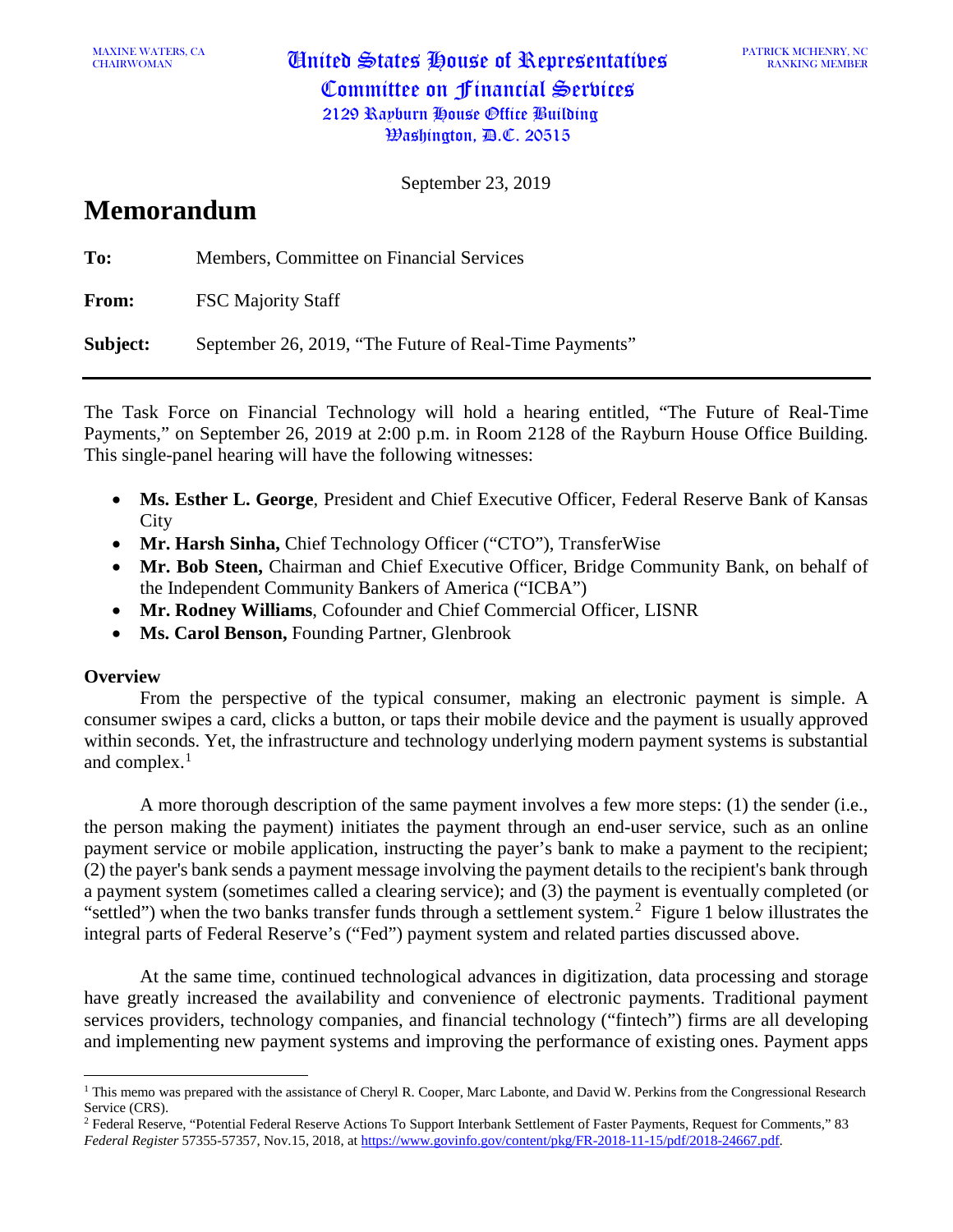MAXINE WATERS, CA
CHAIRWOMAN

# United States House of Representatives
## Committee on Financial Services
2129 Rayburn House Office Building
Washington, D.C. 20515

PATRICK MCHENRY, NC
RANKING MEMBER

September 23, 2019

# Memorandum

**To:** Members, Committee on Financial Services

**From:** FSC Majority Staff

**Subject:** September 26, 2019, "The Future of Real-Time Payments"

---

The Task Force on Financial Technology will hold a hearing entitled, "The Future of Real-Time Payments," on September 26, 2019 at 2:00 p.m. in Room 2128 of the Rayburn House Office Building. This single-panel hearing will have the following witnesses:

- **Ms. Esther L. George**, President and Chief Executive Officer, Federal Reserve Bank of Kansas City
- **Mr. Harsh Sinha,** Chief Technology Officer ("CTO"), TransferWise
- **Mr. Bob Steen,** Chairman and Chief Executive Officer, Bridge Community Bank, on behalf of the Independent Community Bankers of America ("ICBA")
- **Mr. Rodney Williams**, Cofounder and Chief Commercial Officer, LISNR
- **Ms. Carol Benson,** Founding Partner, Glenbrook

### Overview

From the perspective of the typical consumer, making an electronic payment is simple. A consumer swipes a card, clicks a button, or taps their mobile device and the payment is usually approved within seconds. Yet, the infrastructure and technology underlying modern payment systems is substantial and complex.[1]

A more thorough description of the same payment involves a few more steps: (1) the sender (i.e., the person making the payment) initiates the payment through an end-user service, such as an online payment service or mobile application, instructing the payer's bank to make a payment to the recipient; (2) the payer's bank sends a payment message involving the payment details to the recipient's bank through a payment system (sometimes called a clearing service); and (3) the payment is eventually completed (or "settled") when the two banks transfer funds through a settlement system.[2] Figure 1 below illustrates the integral parts of Federal Reserve's ("Fed") payment system and related parties discussed above.

At the same time, continued technological advances in digitization, data processing and storage have greatly increased the availability and convenience of electronic payments. Traditional payment services providers, technology companies, and financial technology ("fintech") firms are all developing and implementing new payment systems and improving the performance of existing ones. Payment apps

---

[1] This memo was prepared with the assistance of Cheryl R. Cooper, Marc Labonte, and David W. Perkins from the Congressional Research Service (CRS).

[2] Federal Reserve, "Potential Federal Reserve Actions To Support Interbank Settlement of Faster Payments, Request for Comments," 83 *Federal Register* 57355-57357, Nov.15, 2018, at https://www.govinfo.gov/content/pkg/FR-2018-11-15/pdf/2018-24667.pdf.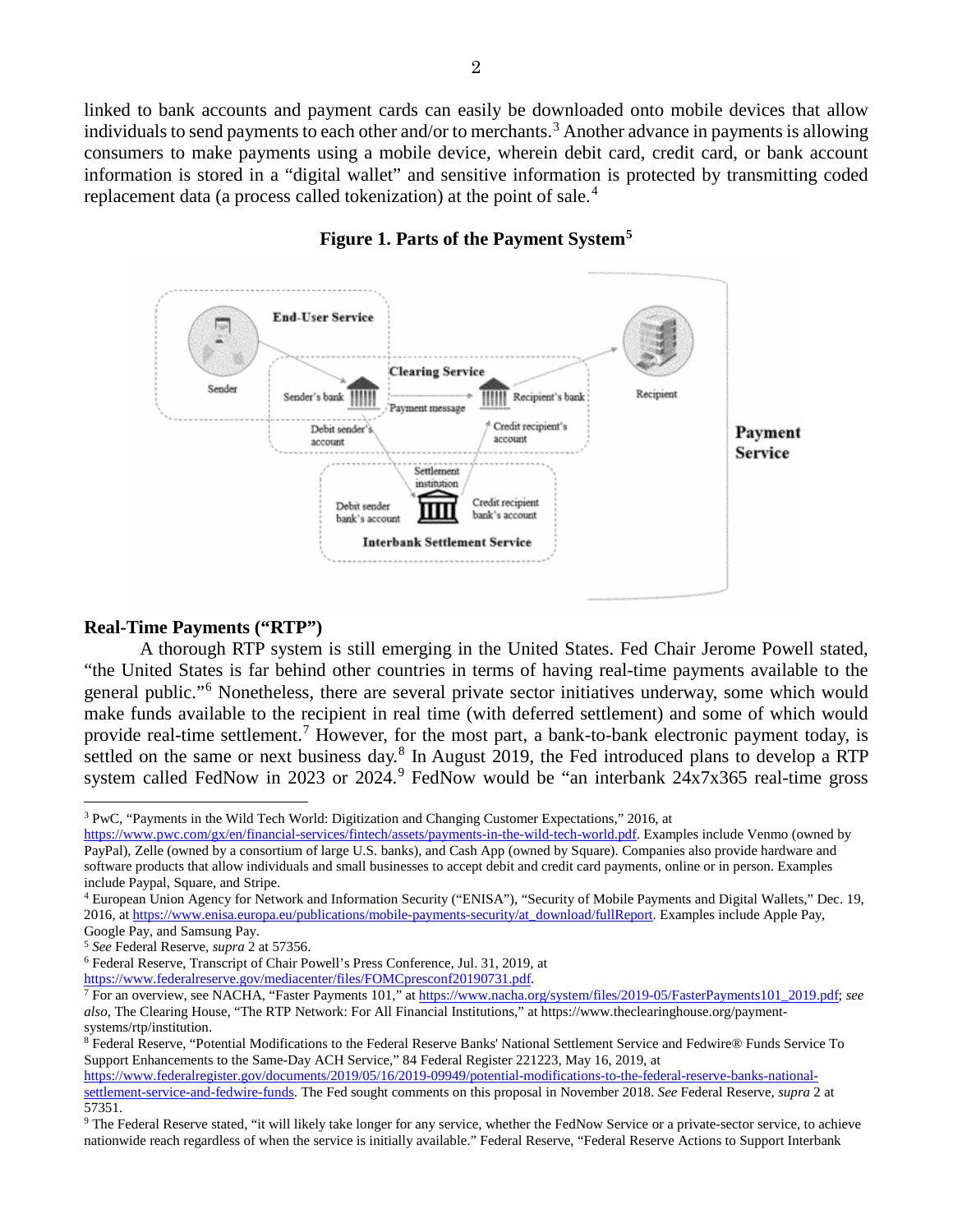linked to bank accounts and payment cards can easily be downloaded onto mobile devices that allow individuals to send payments to each other and/or to merchants.[3] Another advance in payments is allowing consumers to make payments using a mobile device, wherein debit card, credit card, or bank account information is stored in a "digital wallet" and sensitive information is protected by transmitting coded replacement data (a process called tokenization) at the point of sale.[4]

**Figure 1. Parts of the Payment System[5]**

### Real-Time Payments ("RTP")

A thorough RTP system is still emerging in the United States. Fed Chair Jerome Powell stated, "the United States is far behind other countries in terms of having real-time payments available to the general public."[6] Nonetheless, there are several private sector initiatives underway, some which would make funds available to the recipient in real time (with deferred settlement) and some of which would provide real-time settlement.[7] However, for the most part, a bank-to-bank electronic payment today, is settled on the same or next business day.[8] In August 2019, the Fed introduced plans to develop a RTP system called FedNow in 2023 or 2024.[9] FedNow would be "an interbank 24x7x365 real-time gross

---

[3] PwC, "Payments in the Wild Tech World: Digitization and Changing Customer Expectations," 2016, at https://www.pwc.com/gx/en/financial-services/fintech/assets/payments-in-the-wild-tech-world.pdf. Examples include Venmo (owned by PayPal), Zelle (owned by a consortium of large U.S. banks), and Cash App (owned by Square). Companies also provide hardware and software products that allow individuals and small businesses to accept debit and credit card payments, online or in person. Examples include Paypal, Square, and Stripe.

[4] European Union Agency for Network and Information Security ("ENISA"), "Security of Mobile Payments and Digital Wallets," Dec. 19, 2016, at https://www.enisa.europa.eu/publications/mobile-payments-security/at_download/fullReport. Examples include Apple Pay, Google Pay, and Samsung Pay.

[5] *See* Federal Reserve, *supra* 2 at 57356.

[6] Federal Reserve, Transcript of Chair Powell's Press Conference, Jul. 31, 2019, at https://www.federalreserve.gov/mediacenter/files/FOMCpresconf20190731.pdf.

[7] For an overview, see NACHA, "Faster Payments 101," at https://www.nacha.org/system/files/2019-05/FasterPayments101_2019.pdf; *see also*, The Clearing House, "The RTP Network: For All Financial Institutions," at https://www.theclearinghouse.org/payment-systems/rtp/institution.

[8] Federal Reserve, "Potential Modifications to the Federal Reserve Banks' National Settlement Service and Fedwire® Funds Service To Support Enhancements to the Same-Day ACH Service," 84 Federal Register 221223, May 16, 2019, at https://www.federalregister.gov/documents/2019/05/16/2019-09949/potential-modifications-to-the-federal-reserve-banks-national-settlement-service-and-fedwire-funds. The Fed sought comments on this proposal in November 2018. *See* Federal Reserve, *supra* 2 at 57351.

[9] The Federal Reserve stated, "it will likely take longer for any service, whether the FedNow Service or a private-sector service, to achieve nationwide reach regardless of when the service is initially available." Federal Reserve, "Federal Reserve Actions to Support Interbank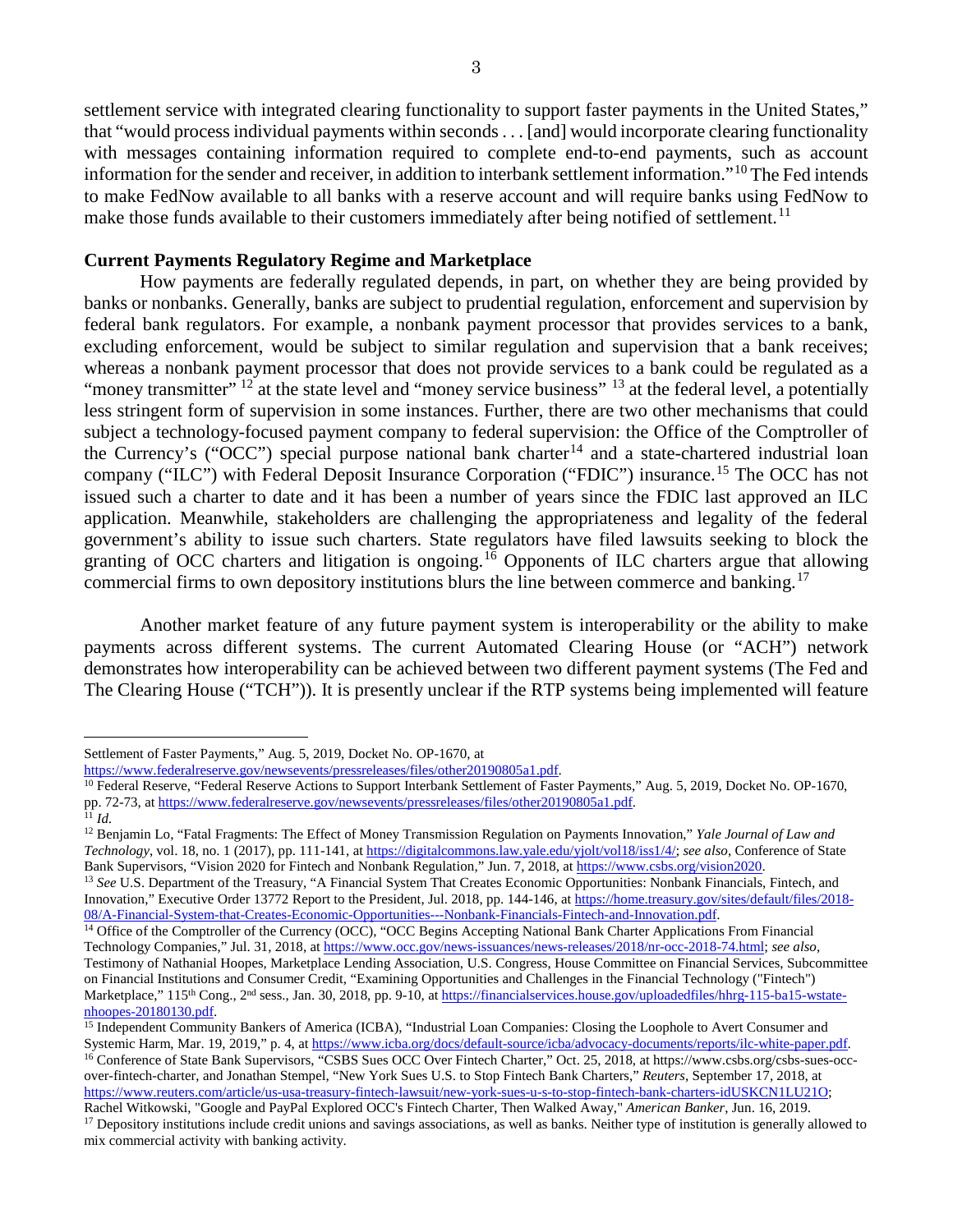settlement service with integrated clearing functionality to support faster payments in the United States," that "would process individual payments within seconds . . . [and] would incorporate clearing functionality with messages containing information required to complete end-to-end payments, such as account information for the sender and receiver, in addition to interbank settlement information."[10] The Fed intends to make FedNow available to all banks with a reserve account and will require banks using FedNow to make those funds available to their customers immediately after being notified of settlement.[11]

**Current Payments Regulatory Regime and Marketplace**

How payments are federally regulated depends, in part, on whether they are being provided by banks or nonbanks. Generally, banks are subject to prudential regulation, enforcement and supervision by federal bank regulators. For example, a nonbank payment processor that provides services to a bank, excluding enforcement, would be subject to similar regulation and supervision that a bank receives; whereas a nonbank payment processor that does not provide services to a bank could be regulated as a "money transmitter"[12] at the state level and "money service business"[13] at the federal level, a potentially less stringent form of supervision in some instances. Further, there are two other mechanisms that could subject a technology-focused payment company to federal supervision: the Office of the Comptroller of the Currency's ("OCC") special purpose national bank charter[14] and a state-chartered industrial loan company ("ILC") with Federal Deposit Insurance Corporation ("FDIC") insurance.[15] The OCC has not issued such a charter to date and it has been a number of years since the FDIC last approved an ILC application. Meanwhile, stakeholders are challenging the appropriateness and legality of the federal government's ability to issue such charters. State regulators have filed lawsuits seeking to block the granting of OCC charters and litigation is ongoing.[16] Opponents of ILC charters argue that allowing commercial firms to own depository institutions blurs the line between commerce and banking.[17]

Another market feature of any future payment system is interoperability or the ability to make payments across different systems. The current Automated Clearing House (or "ACH") network demonstrates how interoperability can be achieved between two different payment systems (The Fed and The Clearing House ("TCH")). It is presently unclear if the RTP systems being implemented will feature

---

Settlement of Faster Payments," Aug. 5, 2019, Docket No. OP-1670, at https://www.federalreserve.gov/newsevents/pressreleases/files/other20190805a1.pdf.

[10] Federal Reserve, "Federal Reserve Actions to Support Interbank Settlement of Faster Payments," Aug. 5, 2019, Docket No. OP-1670, pp. 72-73, at https://www.federalreserve.gov/newsevents/pressreleases/files/other20190805a1.pdf.

[11] *Id.*

[12] Benjamin Lo, "Fatal Fragments: The Effect of Money Transmission Regulation on Payments Innovation," *Yale Journal of Law and Technology*, vol. 18, no. 1 (2017), pp. 111-141, at https://digitalcommons.law.yale.edu/yjolt/vol18/iss1/4/; *see also*, Conference of State Bank Supervisors, "Vision 2020 for Fintech and Nonbank Regulation," Jun. 7, 2018, at https://www.csbs.org/vision2020.

[13] *See* U.S. Department of the Treasury, "A Financial System That Creates Economic Opportunities: Nonbank Financials, Fintech, and Innovation," Executive Order 13772 Report to the President, Jul. 2018, pp. 144-146, at https://home.treasury.gov/sites/default/files/2018-08/A-Financial-System-that-Creates-Economic-Opportunities---Nonbank-Financials-Fintech-and-Innovation.pdf.

[14] Office of the Comptroller of the Currency (OCC), "OCC Begins Accepting National Bank Charter Applications From Financial Technology Companies," Jul. 31, 2018, at https://www.occ.gov/news-issuances/news-releases/2018/nr-occ-2018-74.html; *see also*, Testimony of Nathanial Hoopes, Marketplace Lending Association, U.S. Congress, House Committee on Financial Services, Subcommittee on Financial Institutions and Consumer Credit, "Examining Opportunities and Challenges in the Financial Technology ("Fintech") Marketplace," 115th Cong., 2nd sess., Jan. 30, 2018, pp. 9-10, at https://financialservices.house.gov/uploadedfiles/hhrg-115-ba15-wstate-nhoopes-20180130.pdf.

[15] Independent Community Bankers of America (ICBA), "Industrial Loan Companies: Closing the Loophole to Avert Consumer and Systemic Harm, Mar. 19, 2019," p. 4, at https://www.icba.org/docs/default-source/icba/advocacy-documents/reports/ilc-white-paper.pdf.

[16] Conference of State Bank Supervisors, "CSBS Sues OCC Over Fintech Charter," Oct. 25, 2018, at https://www.csbs.org/csbs-sues-occ-over-fintech-charter, and Jonathan Stempel, "New York Sues U.S. to Stop Fintech Bank Charters," *Reuters*, September 17, 2018, at https://www.reuters.com/article/us-usa-treasury-fintech-lawsuit/new-york-sues-u-s-to-stop-fintech-bank-charters-idUSKCN1LU21O; Rachel Witkowski, "Google and PayPal Explored OCC's Fintech Charter, Then Walked Away," *American Banker*, Jun. 16, 2019.

[17] Depository institutions include credit unions and savings associations, as well as banks. Neither type of institution is generally allowed to mix commercial activity with banking activity.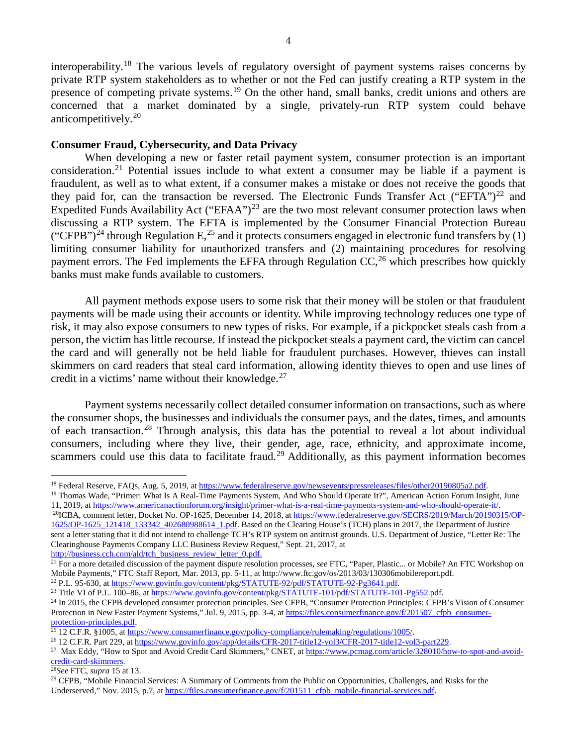interoperability.[18] The various levels of regulatory oversight of payment systems raises concerns by private RTP system stakeholders as to whether or not the Fed can justify creating a RTP system in the presence of competing private systems.[19] On the other hand, small banks, credit unions and others are concerned that a market dominated by a single, privately-run RTP system could behave anticompetitively.[20]

**Consumer Fraud, Cybersecurity, and Data Privacy**

When developing a new or faster retail payment system, consumer protection is an important consideration.[21] Potential issues include to what extent a consumer may be liable if a payment is fraudulent, as well as to what extent, if a consumer makes a mistake or does not receive the goods that they paid for, can the transaction be reversed. The Electronic Funds Transfer Act ("EFTA")[22] and Expedited Funds Availability Act ("EFAA")[23] are the two most relevant consumer protection laws when discussing a RTP system. The EFTA is implemented by the Consumer Financial Protection Bureau ("CFPB")[24] through Regulation E,[25] and it protects consumers engaged in electronic fund transfers by (1) limiting consumer liability for unauthorized transfers and (2) maintaining procedures for resolving payment errors. The Fed implements the EFFA through Regulation CC,[26] which prescribes how quickly banks must make funds available to customers.

All payment methods expose users to some risk that their money will be stolen or that fraudulent payments will be made using their accounts or identity. While improving technology reduces one type of risk, it may also expose consumers to new types of risks. For example, if a pickpocket steals cash from a person, the victim has little recourse. If instead the pickpocket steals a payment card, the victim can cancel the card and will generally not be held liable for fraudulent purchases. However, thieves can install skimmers on card readers that steal card information, allowing identity thieves to open and use lines of credit in a victims' name without their knowledge.[27]

Payment systems necessarily collect detailed consumer information on transactions, such as where the consumer shops, the businesses and individuals the consumer pays, and the dates, times, and amounts of each transaction.[28] Through analysis, this data has the potential to reveal a lot about individual consumers, including where they live, their gender, age, race, ethnicity, and approximate income, scammers could use this data to facilitate fraud.[29] Additionally, as this payment information becomes

---

[18] Federal Reserve, FAQs, Aug. 5, 2019, at https://www.federalreserve.gov/newsevents/pressreleases/files/other20190805a2.pdf.

[19] Thomas Wade, "Primer: What Is A Real-Time Payments System, And Who Should Operate It?", American Action Forum Insight, June 11, 2019, at https://www.americanactionforum.org/insight/primer-what-is-a-real-time-payments-system-and-who-should-operate-it/.

[20] ICBA, comment letter, Docket No. OP-1625, December 14, 2018, at https://www.federalreserve.gov/SECRS/2019/March/20190315/OP-1625/OP-1625_121418_133342_402680988614_1.pdf. Based on the Clearing House's (TCH) plans in 2017, the Department of Justice sent a letter stating that it did not intend to challenge TCH's RTP system on antitrust grounds. U.S. Department of Justice, "Letter Re: The Clearinghouse Payments Company LLC Business Review Request," Sept. 21, 2017, at http://business.cch.com/ald/tch_business_review_letter_0.pdf.

[21] For a more detailed discussion of the payment dispute resolution processes, *see* FTC, "Paper, Plastic... or Mobile? An FTC Workshop on Mobile Payments," FTC Staff Report, Mar. 2013, pp. 5-11, at http://www.ftc.gov/os/2013/03/130306mobilereport.pdf.

[22] P.L. 95-630, at https://www.govinfo.gov/content/pkg/STATUTE-92/pdf/STATUTE-92-Pg3641.pdf.

[23] Title VI of P.L. 100–86, at https://www.govinfo.gov/content/pkg/STATUTE-101/pdf/STATUTE-101-Pg552.pdf.

[24] In 2015, the CFPB developed consumer protection principles. See CFPB, "Consumer Protection Principles: CFPB's Vision of Consumer Protection in New Faster Payment Systems," Jul. 9, 2015, pp. 3-4, at https://files.consumerfinance.gov/f/201507_cfpb_consumer-protection-principles.pdf.

[25] 12 C.F.R. §1005, at https://www.consumerfinance.gov/policy-compliance/rulemaking/regulations/1005/.

[26] 12 C.F.R. Part 229, at https://www.govinfo.gov/app/details/CFR-2017-title12-vol3/CFR-2017-title12-vol3-part229.

[27] Max Eddy, "How to Spot and Avoid Credit Card Skimmers," CNET, at https://www.pcmag.com/article/328010/how-to-spot-and-avoid-credit-card-skimmers.

[28] *See* FTC, *supra* 15 at 13.

[29] CFPB, "Mobile Financial Services: A Summary of Comments from the Public on Opportunities, Challenges, and Risks for the Underserved," Nov. 2015, p.7, at https://files.consumerfinance.gov/f/201511_cfpb_mobile-financial-services.pdf.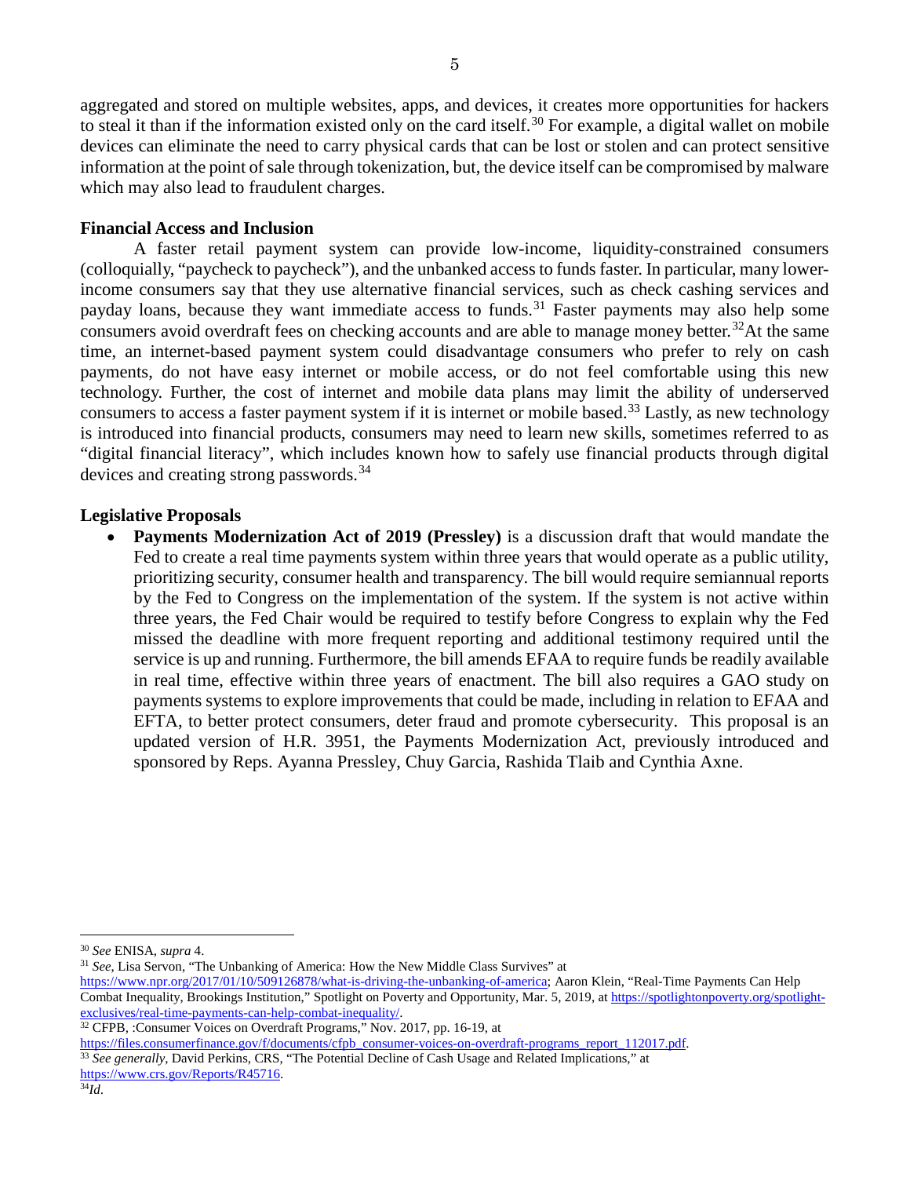aggregated and stored on multiple websites, apps, and devices, it creates more opportunities for hackers to steal it than if the information existed only on the card itself.[30] For example, a digital wallet on mobile devices can eliminate the need to carry physical cards that can be lost or stolen and can protect sensitive information at the point of sale through tokenization, but, the device itself can be compromised by malware which may also lead to fraudulent charges.

**Financial Access and Inclusion**

A faster retail payment system can provide low-income, liquidity-constrained consumers (colloquially, "paycheck to paycheck"), and the unbanked access to funds faster. In particular, many lower-income consumers say that they use alternative financial services, such as check cashing services and payday loans, because they want immediate access to funds.[31] Faster payments may also help some consumers avoid overdraft fees on checking accounts and are able to manage money better.[32]At the same time, an internet-based payment system could disadvantage consumers who prefer to rely on cash payments, do not have easy internet or mobile access, or do not feel comfortable using this new technology. Further, the cost of internet and mobile data plans may limit the ability of underserved consumers to access a faster payment system if it is internet or mobile based.[33] Lastly, as new technology is introduced into financial products, consumers may need to learn new skills, sometimes referred to as "digital financial literacy", which includes known how to safely use financial products through digital devices and creating strong passwords.[34]

**Legislative Proposals**

- **Payments Modernization Act of 2019 (Pressley)** is a discussion draft that would mandate the Fed to create a real time payments system within three years that would operate as a public utility, prioritizing security, consumer health and transparency. The bill would require semiannual reports by the Fed to Congress on the implementation of the system. If the system is not active within three years, the Fed Chair would be required to testify before Congress to explain why the Fed missed the deadline with more frequent reporting and additional testimony required until the service is up and running. Furthermore, the bill amends EFAA to require funds be readily available in real time, effective within three years of enactment. The bill also requires a GAO study on payments systems to explore improvements that could be made, including in relation to EFAA and EFTA, to better protect consumers, deter fraud and promote cybersecurity. This proposal is an updated version of H.R. 3951, the Payments Modernization Act, previously introduced and sponsored by Reps. Ayanna Pressley, Chuy Garcia, Rashida Tlaib and Cynthia Axne.

---

[30] *See* ENISA, *supra* 4.

[31] *See*, Lisa Servon, "The Unbanking of America: How the New Middle Class Survives" at https://www.npr.org/2017/01/10/509126878/what-is-driving-the-unbanking-of-america; Aaron Klein, "Real-Time Payments Can Help Combat Inequality, Brookings Institution," Spotlight on Poverty and Opportunity, Mar. 5, 2019, at https://spotlightonpoverty.org/spotlight-exclusives/real-time-payments-can-help-combat-inequality/.

[32] CFPB, :Consumer Voices on Overdraft Programs," Nov. 2017, pp. 16-19, at https://files.consumerfinance.gov/f/documents/cfpb_consumer-voices-on-overdraft-programs_report_112017.pdf.

[33] *See generally*, David Perkins, CRS, "The Potential Decline of Cash Usage and Related Implications," at https://www.crs.gov/Reports/R45716.

[34] *Id.*